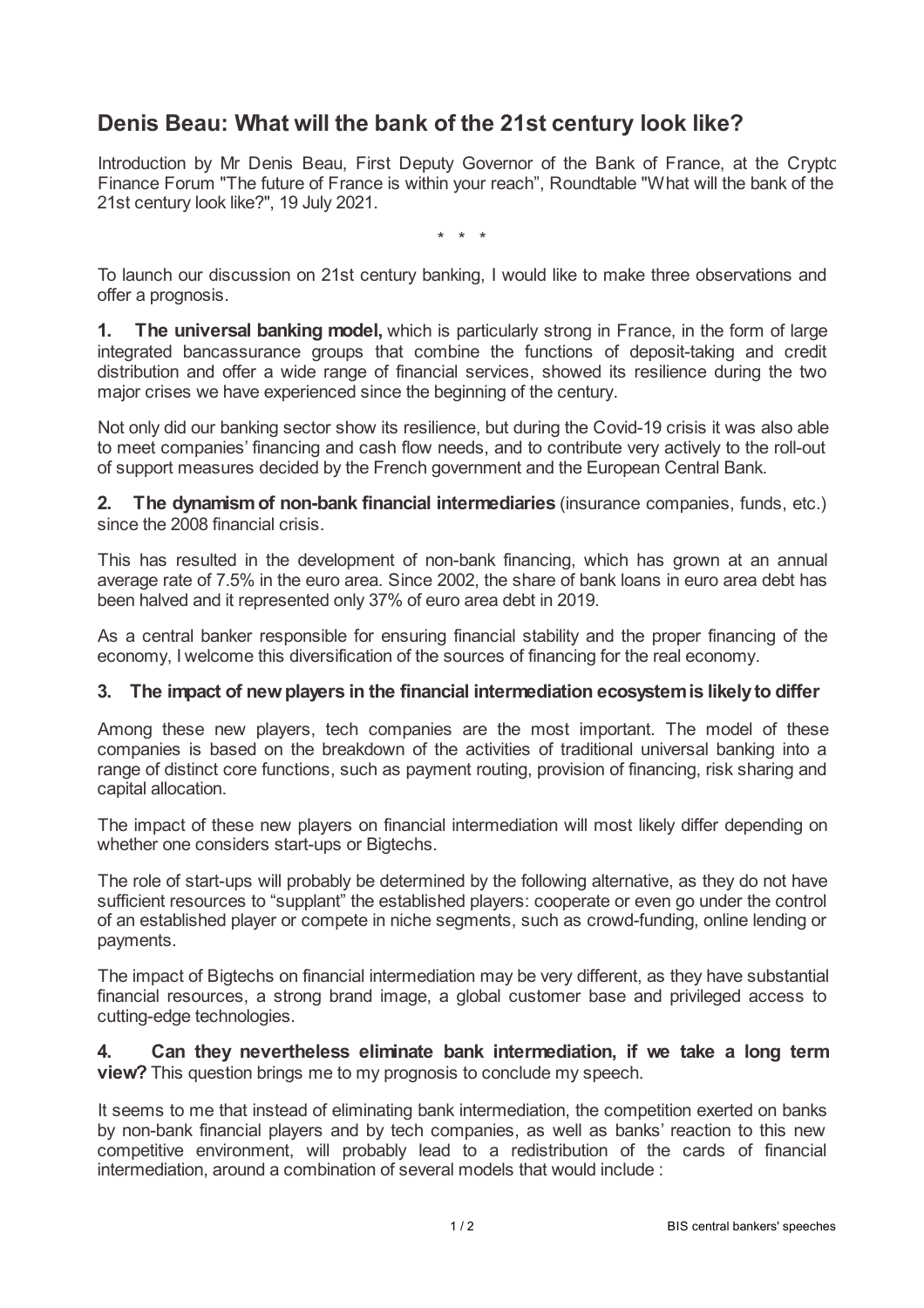# Denis Beau: What will the bank of the 21st century look like?

Introduction by Mr Denis Beau, First Deputy Governor of the Bank of France, at the Crypto Finance Forum "The future of France is within your reach", Roundtable "What will the bank of the 21st century look like?", 19 July 2021.

\* \* \*

To launch our discussion on 21st century banking, I would like to make three observations and offer a prognosis.

**1. The universal banking model,** which is particularly strong in France, in the form of large integrated bancassurance groups that combine the functions of deposit-taking and credit distribution and offer a wide range of financial services, showed its resilience during the two major crises we have experienced since the beginning of the century.

Not only did our banking sector show its resilience, but during the Covid-19 crisis it was also able to meet companies' financing and cash flow needs, and to contribute very actively to the roll-out of support measures decided by the French government and the European Central Bank.

**2. The dynamism of non-bank financial intermediaries** (insurance companies, funds, etc.) since the 2008 financial crisis.

This has resulted in the development of non-bank financing, which has grown at an annual average rate of 7.5% in the euro area. Since 2002, the share of bank loans in euro area debt has been halved and it represented only 37% of euro area debt in 2019.

As a central banker responsible for ensuring financial stability and the proper financing of the economy, I welcome this diversification of the sources of financing for the real economy.

**3. The impact of new players in the financial intermediation ecosystem is likely to differ**

Among these new players, tech companies are the most important. The model of these companies is based on the breakdown of the activities of traditional universal banking into a range of distinct core functions, such as payment routing, provision of financing, risk sharing and capital allocation.

The impact of these new players on financial intermediation will most likely differ depending on whether one considers start-ups or Bigtechs.

The role of start-ups will probably be determined by the following alternative, as they do not have sufficient resources to "supplant" the established players: cooperate or even go under the control of an established player or compete in niche segments, such as crowd-funding, online lending or payments.

The impact of Bigtechs on financial intermediation may be very different, as they have substantial financial resources, a strong brand image, a global customer base and privileged access to cutting-edge technologies.

**4. Can they nevertheless eliminate bank intermediation, if we take a long term view?** This question brings me to my prognosis to conclude my speech.

It seems to me that instead of eliminating bank intermediation, the competition exerted on banks by non-bank financial players and by tech companies, as well as banks' reaction to this new competitive environment, will probably lead to a redistribution of the cards of financial intermediation, around a combination of several models that would include :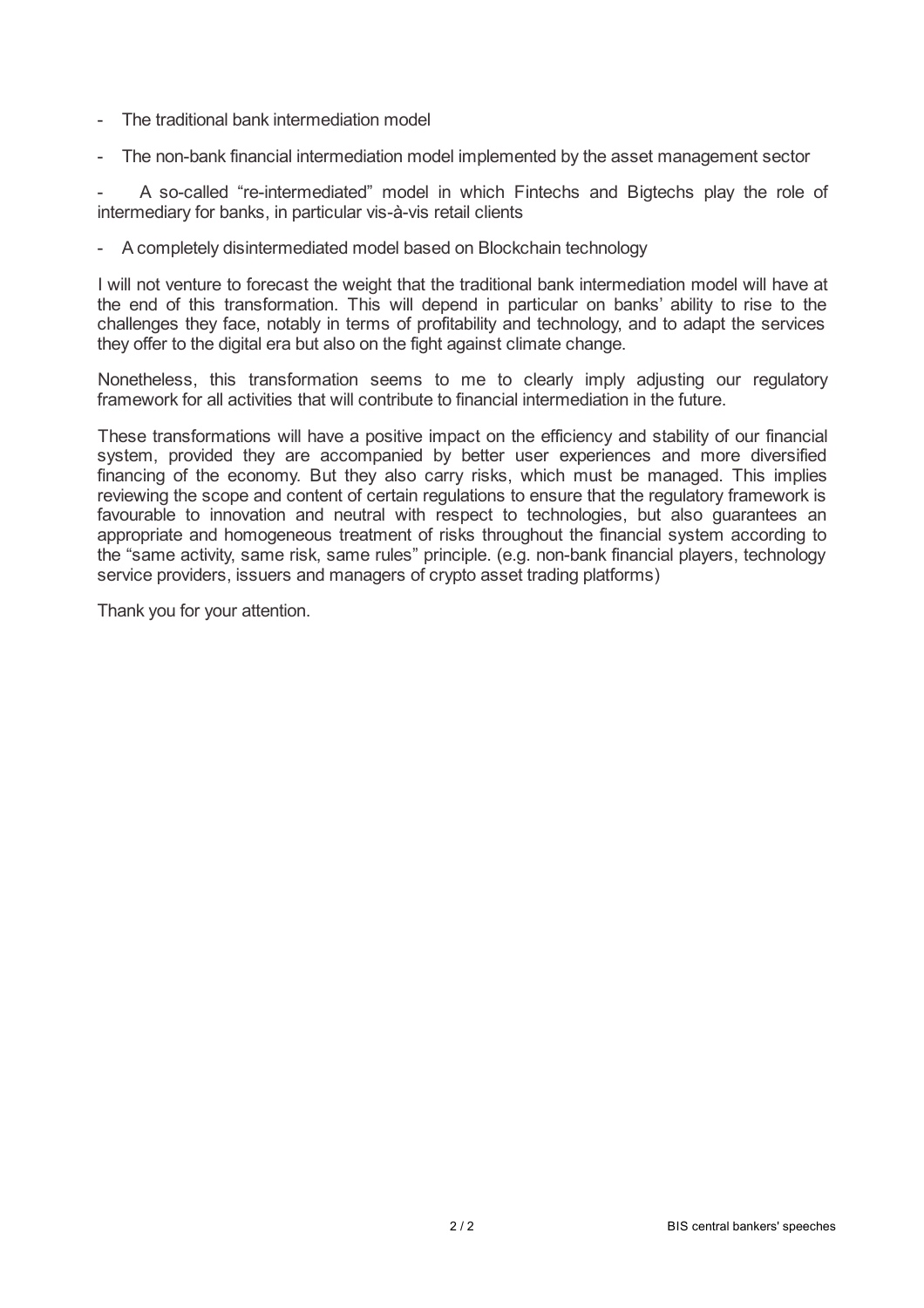- The traditional bank intermediation model
- The non-bank financial intermediation model implemented by the asset management sector
- A so-called "re-intermediated" model in which Fintechs and Bigtechs play the role of intermediary for banks, in particular vis-à-vis retail clients
- A completely disintermediated model based on Blockchain technology

I will not venture to forecast the weight that the traditional bank intermediation model will have at the end of this transformation. This will depend in particular on banks' ability to rise to the challenges they face, notably in terms of profitability and technology, and to adapt the services they offer to the digital era but also on the fight against climate change.

Nonetheless, this transformation seems to me to clearly imply adjusting our regulatory framework for all activities that will contribute to financial intermediation in the future.

These transformations will have a positive impact on the efficiency and stability of our financial system, provided they are accompanied by better user experiences and more diversified financing of the economy. But they also carry risks, which must be managed. This implies reviewing the scope and content of certain regulations to ensure that the regulatory framework is favourable to innovation and neutral with respect to technologies, but also guarantees an appropriate and homogeneous treatment of risks throughout the financial system according to the "same activity, same risk, same rules" principle. (e.g. non-bank financial players, technology service providers, issuers and managers of crypto asset trading platforms)

Thank you for your attention.